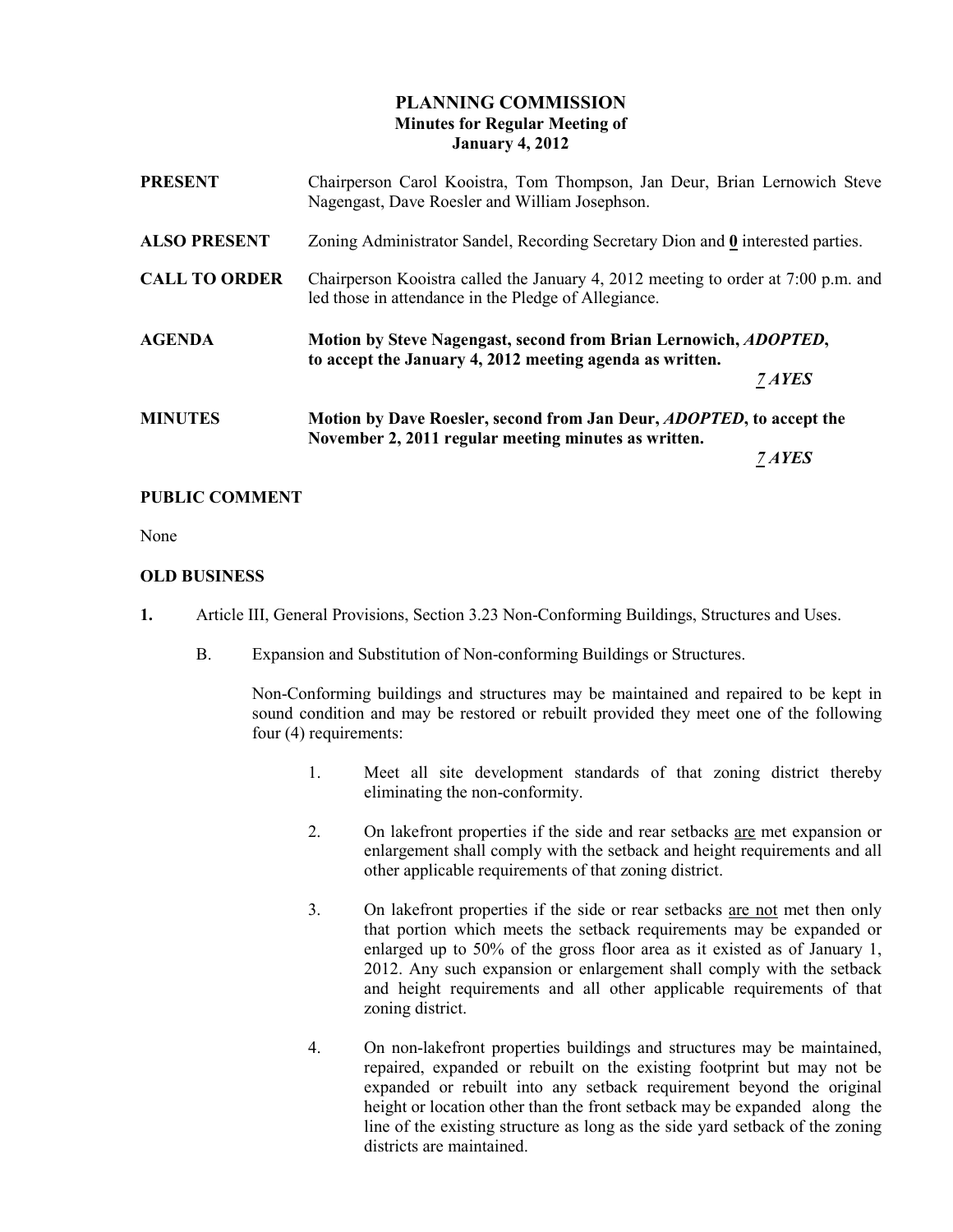# PLANNING COMMISSION
## Minutes for Regular Meeting of
## January 4, 2012

**PRESENT** Chairperson Carol Kooistra, Tom Thompson, Jan Deur, Brian Lernowich Steve Nagengast, Dave Roesler and William Josephson.

**ALSO PRESENT** Zoning Administrator Sandel, Recording Secretary Dion and **0** interested parties.

**CALL TO ORDER** Chairperson Kooistra called the January 4, 2012 meeting to order at 7:00 p.m. and led those in attendance in the Pledge of Allegiance.

**AGENDA** **Motion by Steve Nagengast, second from Brian Lernowich, *ADOPTED*, to accept the January 4, 2012 meeting agenda as written.**

***7 AYES***

**MINUTES** **Motion by Dave Roesler, second from Jan Deur, *ADOPTED*, to accept the November 2, 2011 regular meeting minutes as written.**

***7 AYES***

**PUBLIC COMMENT**

None

**OLD BUSINESS**

**1.** Article III, General Provisions, Section 3.23 Non-Conforming Buildings, Structures and Uses.

B. Expansion and Substitution of Non-conforming Buildings or Structures.

Non-Conforming buildings and structures may be maintained and repaired to be kept in sound condition and may be restored or rebuilt provided they meet one of the following four (4) requirements:

1. Meet all site development standards of that zoning district thereby eliminating the non-conformity.

2. On lakefront properties if the side and rear setbacks <u>are</u> met expansion or enlargement shall comply with the setback and height requirements and all other applicable requirements of that zoning district.

3. On lakefront properties if the side or rear setbacks <u>are not</u> met then only that portion which meets the setback requirements may be expanded or enlarged up to 50% of the gross floor area as it existed as of January 1, 2012. Any such expansion or enlargement shall comply with the setback and height requirements and all other applicable requirements of that zoning district.

4. On non-lakefront properties buildings and structures may be maintained, repaired, expanded or rebuilt on the existing footprint but may not be expanded or rebuilt into any setback requirement beyond the original height or location other than the front setback may be expanded along the line of the existing structure as long as the side yard setback of the zoning districts are maintained.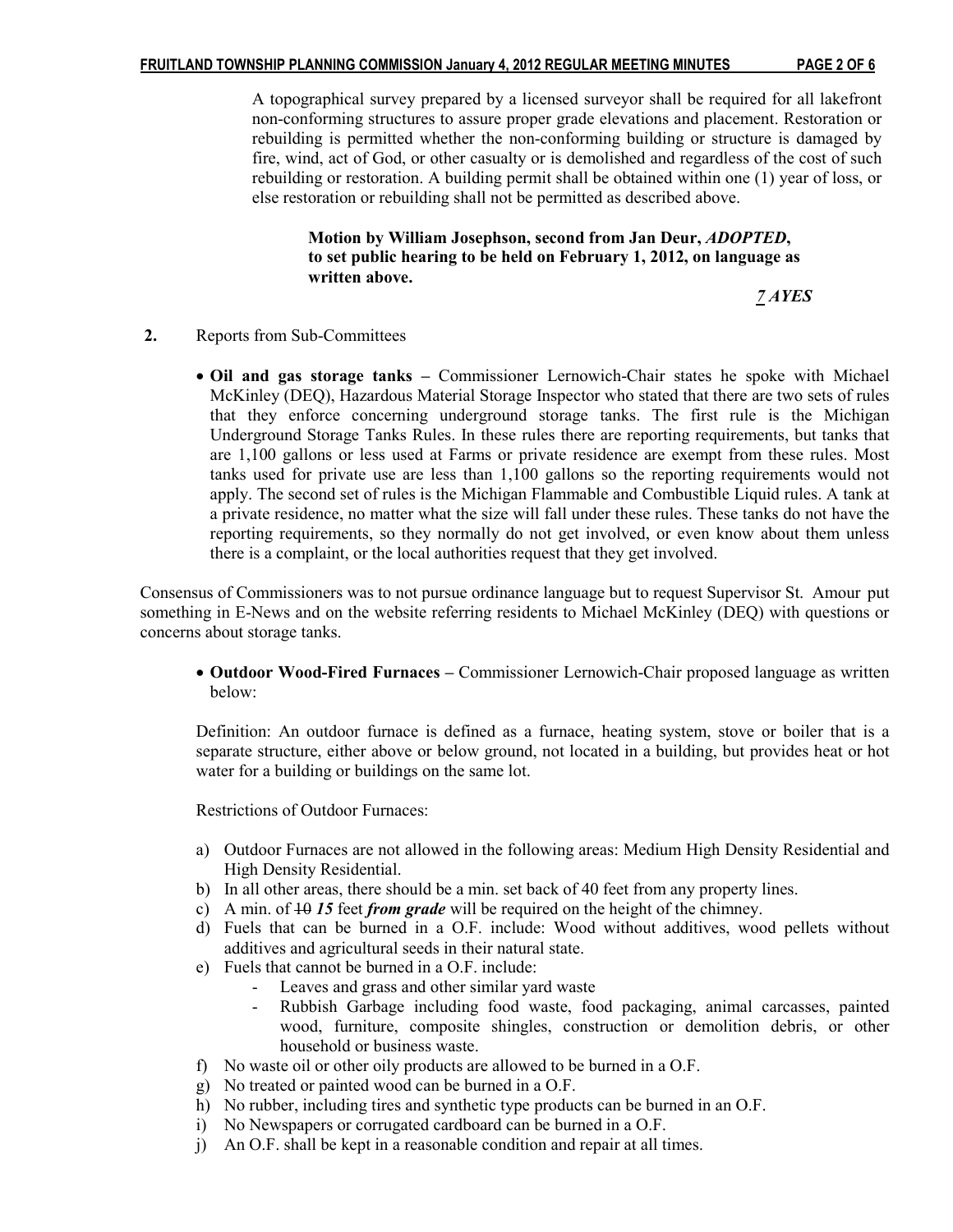A topographical survey prepared by a licensed surveyor shall be required for all lakefront non-conforming structures to assure proper grade elevations and placement. Restoration or rebuilding is permitted whether the non-conforming building or structure is damaged by fire, wind, act of God, or other casualty or is demolished and regardless of the cost of such rebuilding or restoration. A building permit shall be obtained within one (1) year of loss, or else restoration or rebuilding shall not be permitted as described above.

> **Motion by William Josephson, second from Jan Deur, *ADOPTED*, to set public hearing to be held on February 1, 2012, on language as written above.**
>
> ***7 AYES***

**2.** Reports from Sub-Committees

- **Oil and gas storage tanks –** Commissioner Lernowich-Chair states he spoke with Michael McKinley (DEQ), Hazardous Material Storage Inspector who stated that there are two sets of rules that they enforce concerning underground storage tanks. The first rule is the Michigan Underground Storage Tanks Rules. In these rules there are reporting requirements, but tanks that are 1,100 gallons or less used at Farms or private residence are exempt from these rules. Most tanks used for private use are less than 1,100 gallons so the reporting requirements would not apply. The second set of rules is the Michigan Flammable and Combustible Liquid rules. A tank at a private residence, no matter what the size will fall under these rules. These tanks do not have the reporting requirements, so they normally do not get involved, or even know about them unless there is a complaint, or the local authorities request that they get involved.

Consensus of Commissioners was to not pursue ordinance language but to request Supervisor St. Amour put something in E-News and on the website referring residents to Michael McKinley (DEQ) with questions or concerns about storage tanks.

- **Outdoor Wood-Fired Furnaces –** Commissioner Lernowich-Chair proposed language as written below:

Definition: An outdoor furnace is defined as a furnace, heating system, stove or boiler that is a separate structure, either above or below ground, not located in a building, but provides heat or hot water for a building or buildings on the same lot.

Restrictions of Outdoor Furnaces:

a) Outdoor Furnaces are not allowed in the following areas: Medium High Density Residential and High Density Residential.
b) In all other areas, there should be a min. set back of 40 feet from any property lines.
c) A min. of ~~10~~ ***15*** feet ***from grade*** will be required on the height of the chimney.
d) Fuels that can be burned in a O.F. include: Wood without additives, wood pellets without additives and agricultural seeds in their natural state.
e) Fuels that cannot be burned in a O.F. include:
   - Leaves and grass and other similar yard waste
   - Rubbish Garbage including food waste, food packaging, animal carcasses, painted wood, furniture, composite shingles, construction or demolition debris, or other household or business waste.
f) No waste oil or other oily products are allowed to be burned in a O.F.
g) No treated or painted wood can be burned in a O.F.
h) No rubber, including tires and synthetic type products can be burned in an O.F.
i) No Newspapers or corrugated cardboard can be burned in a O.F.
j) An O.F. shall be kept in a reasonable condition and repair at all times.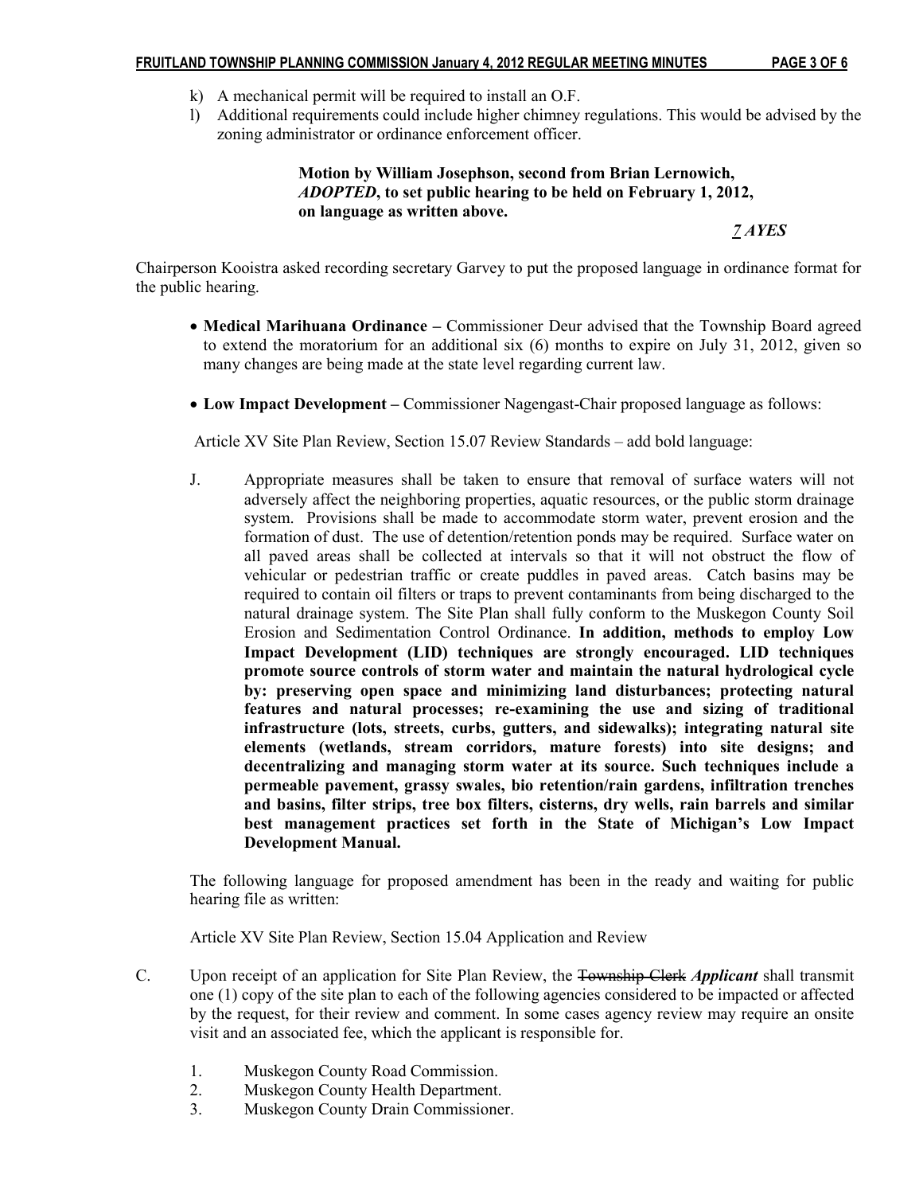k) A mechanical permit will be required to install an O.F.
l) Additional requirements could include higher chimney regulations. This would be advised by the zoning administrator or ordinance enforcement officer.

**Motion by William Josephson, second from Brian Lernowich, *ADOPTED*, to set public hearing to be held on February 1, 2012, on language as written above.**

***7 AYES***

Chairperson Kooistra asked recording secretary Garvey to put the proposed language in ordinance format for the public hearing.

- **Medical Marihuana Ordinance –** Commissioner Deur advised that the Township Board agreed to extend the moratorium for an additional six (6) months to expire on July 31, 2012, given so many changes are being made at the state level regarding current law.

- **Low Impact Development –** Commissioner Nagengast-Chair proposed language as follows:

Article XV Site Plan Review, Section 15.07 Review Standards – add bold language:

J. Appropriate measures shall be taken to ensure that removal of surface waters will not adversely affect the neighboring properties, aquatic resources, or the public storm drainage system. Provisions shall be made to accommodate storm water, prevent erosion and the formation of dust. The use of detention/retention ponds may be required. Surface water on all paved areas shall be collected at intervals so that it will not obstruct the flow of vehicular or pedestrian traffic or create puddles in paved areas. Catch basins may be required to contain oil filters or traps to prevent contaminants from being discharged to the natural drainage system. The Site Plan shall fully conform to the Muskegon County Soil Erosion and Sedimentation Control Ordinance. **In addition, methods to employ Low Impact Development (LID) techniques are strongly encouraged. LID techniques promote source controls of storm water and maintain the natural hydrological cycle by: preserving open space and minimizing land disturbances; protecting natural features and natural processes; re-examining the use and sizing of traditional infrastructure (lots, streets, curbs, gutters, and sidewalks); integrating natural site elements (wetlands, stream corridors, mature forests) into site designs; and decentralizing and managing storm water at its source. Such techniques include a permeable pavement, grassy swales, bio retention/rain gardens, infiltration trenches and basins, filter strips, tree box filters, cisterns, dry wells, rain barrels and similar best management practices set forth in the State of Michigan's Low Impact Development Manual.**

The following language for proposed amendment has been in the ready and waiting for public hearing file as written:

Article XV Site Plan Review, Section 15.04 Application and Review

C. Upon receipt of an application for Site Plan Review, the ~~Township Clerk~~ ***Applicant*** shall transmit one (1) copy of the site plan to each of the following agencies considered to be impacted or affected by the request, for their review and comment. In some cases agency review may require an onsite visit and an associated fee, which the applicant is responsible for.

1. Muskegon County Road Commission.
2. Muskegon County Health Department.
3. Muskegon County Drain Commissioner.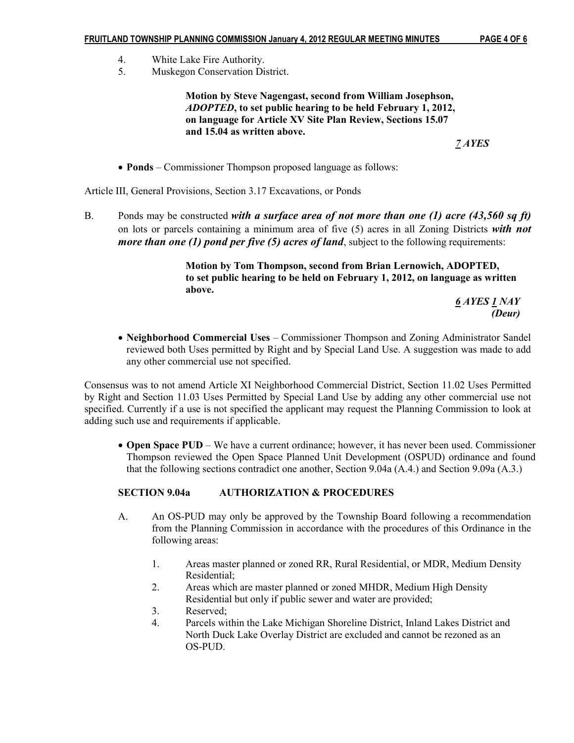4. White Lake Fire Authority.
5. Muskegon Conservation District.

> **Motion by Steve Nagengast, second from William Josephson, *ADOPTED*, to set public hearing to be held February 1, 2012, on language for Article XV Site Plan Review, Sections 15.07 and 15.04 as written above.**
>
> ***7 AYES***

- **Ponds** – Commissioner Thompson proposed language as follows:

Article III, General Provisions, Section 3.17 Excavations, or Ponds

B. Ponds may be constructed ***with a surface area of not more than one (1) acre (43,560 sq ft)*** on lots or parcels containing a minimum area of five (5) acres in all Zoning Districts ***with not more than one (1) pond per five (5) acres of land***, subject to the following requirements:

> **Motion by Tom Thompson, second from Brian Lernowich, ADOPTED, to set public hearing to be held on February 1, 2012, on language as written above.**
>
> ***6 AYES 1 NAY (Deur)***

- **Neighborhood Commercial Uses** – Commissioner Thompson and Zoning Administrator Sandel reviewed both Uses permitted by Right and by Special Land Use. A suggestion was made to add any other commercial use not specified.

Consensus was to not amend Article XI Neighborhood Commercial District, Section 11.02 Uses Permitted by Right and Section 11.03 Uses Permitted by Special Land Use by adding any other commercial use not specified. Currently if a use is not specified the applicant may request the Planning Commission to look at adding such use and requirements if applicable.

- **Open Space PUD** – We have a current ordinance; however, it has never been used. Commissioner Thompson reviewed the Open Space Planned Unit Development (OSPUD) ordinance and found that the following sections contradict one another, Section 9.04a (A.4.) and Section 9.09a (A.3.)

**SECTION 9.04a AUTHORIZATION & PROCEDURES**

A. An OS-PUD may only be approved by the Township Board following a recommendation from the Planning Commission in accordance with the procedures of this Ordinance in the following areas:

   1. Areas master planned or zoned RR, Rural Residential, or MDR, Medium Density Residential;
   2. Areas which are master planned or zoned MHDR, Medium High Density Residential but only if public sewer and water are provided;
   3. Reserved;
   4. Parcels within the Lake Michigan Shoreline District, Inland Lakes District and North Duck Lake Overlay District are excluded and cannot be rezoned as an OS-PUD.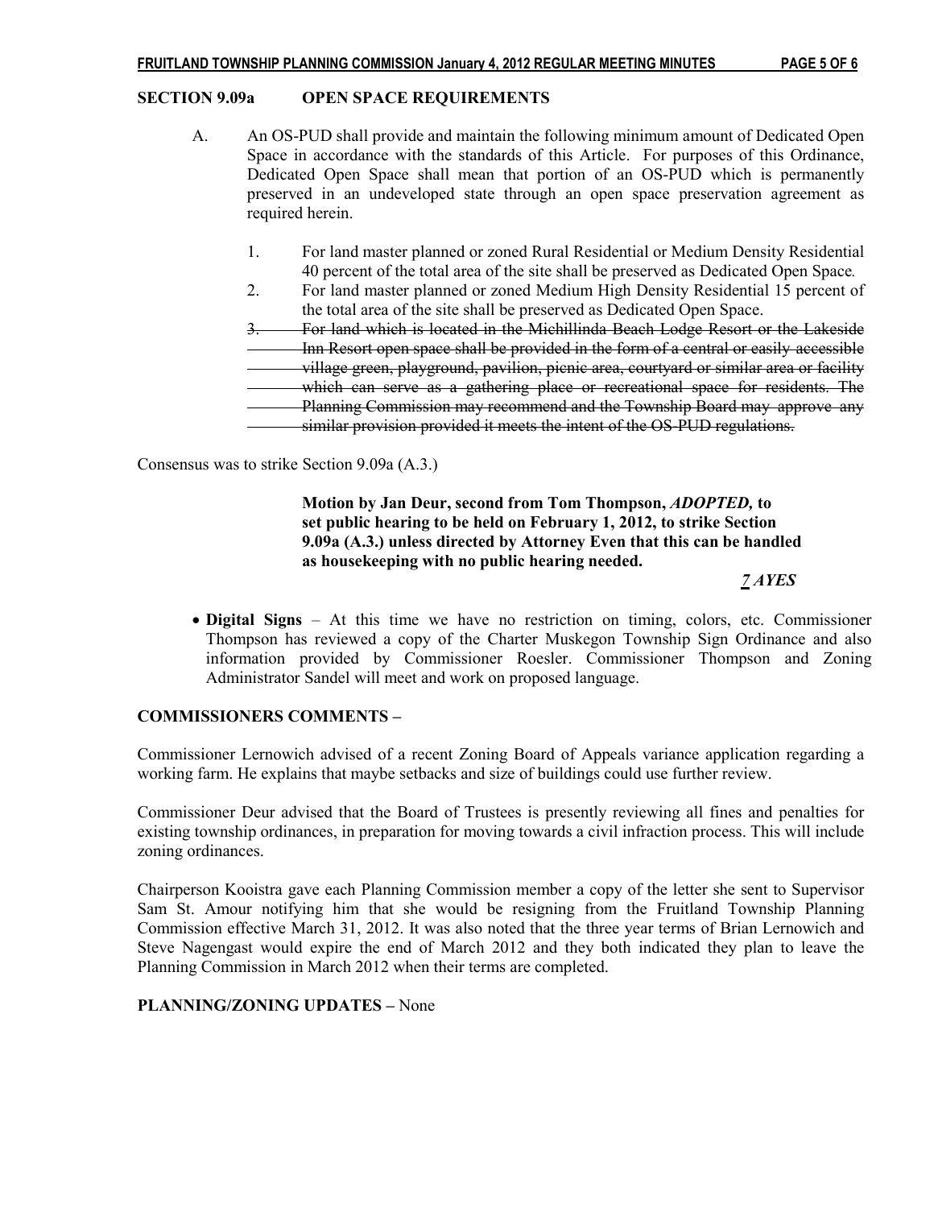**SECTION 9.09a OPEN SPACE REQUIREMENTS**

A. An OS-PUD shall provide and maintain the following minimum amount of Dedicated Open Space in accordance with the standards of this Article. For purposes of this Ordinance, Dedicated Open Space shall mean that portion of an OS-PUD which is permanently preserved in an undeveloped state through an open space preservation agreement as required herein.

1. For land master planned or zoned Rural Residential or Medium Density Residential 40 percent of the total area of the site shall be preserved as Dedicated Open Space*.*
2. For land master planned or zoned Medium High Density Residential 15 percent of the total area of the site shall be preserved as Dedicated Open Space.
3. ~~For land which is located in the Michillinda Beach Lodge Resort or the Lakeside Inn Resort open space shall be provided in the form of a central or easily accessible village green, playground, pavilion, picnic area, courtyard or similar area or facility which can serve as a gathering place or recreational space for residents. The Planning Commission may recommend and the Township Board may approve any similar provision provided it meets the intent of the OS-PUD regulations.~~

Consensus was to strike Section 9.09a (A.3.)

> **Motion by Jan Deur, second from Tom Thompson, *ADOPTED,* to set public hearing to be held on February 1, 2012, to strike Section 9.09a (A.3.) unless directed by Attorney Even that this can be handled as housekeeping with no public hearing needed.**
>
> ***7 AYES***

- **Digital Signs** – At this time we have no restriction on timing, colors, etc. Commissioner Thompson has reviewed a copy of the Charter Muskegon Township Sign Ordinance and also information provided by Commissioner Roesler. Commissioner Thompson and Zoning Administrator Sandel will meet and work on proposed language.

**COMMISSIONERS COMMENTS –**

Commissioner Lernowich advised of a recent Zoning Board of Appeals variance application regarding a working farm. He explains that maybe setbacks and size of buildings could use further review.

Commissioner Deur advised that the Board of Trustees is presently reviewing all fines and penalties for existing township ordinances, in preparation for moving towards a civil infraction process. This will include zoning ordinances.

Chairperson Kooistra gave each Planning Commission member a copy of the letter she sent to Supervisor Sam St. Amour notifying him that she would be resigning from the Fruitland Township Planning Commission effective March 31, 2012. It was also noted that the three year terms of Brian Lernowich and Steve Nagengast would expire the end of March 2012 and they both indicated they plan to leave the Planning Commission in March 2012 when their terms are completed.

**PLANNING/ZONING UPDATES –** None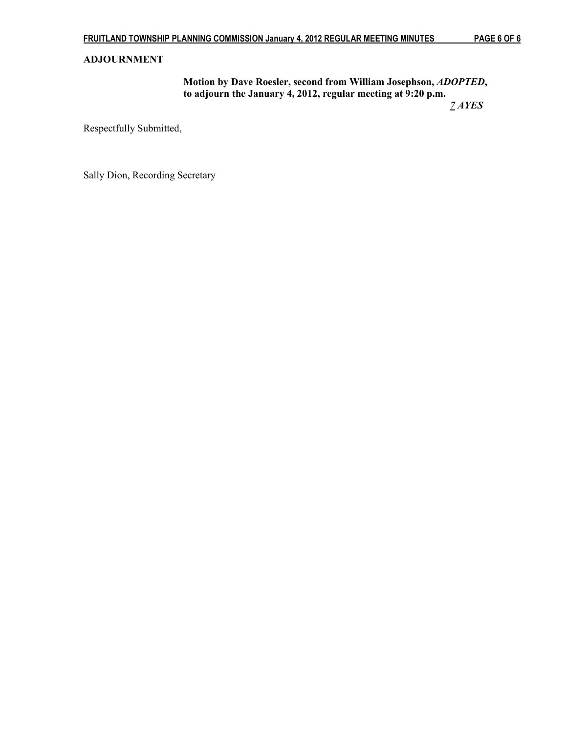**ADJOURNMENT**

**Motion by Dave Roesler, second from William Josephson, *ADOPTED*, to adjourn the January 4, 2012, regular meeting at 9:20 p.m.**

***7 AYES***

Respectfully Submitted,

Sally Dion, Recording Secretary